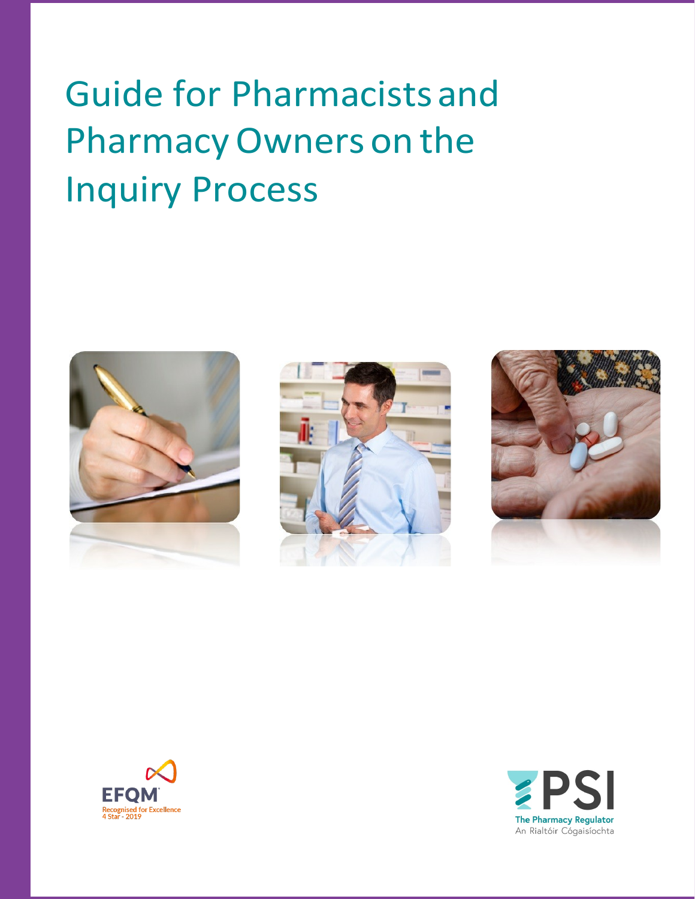# Guide for Pharmacists and Pharmacy Owners on the Inquiry Process

EFQM
Recognised for Excellence
4 Star - 2019

PSI
The Pharmacy Regulator
An Rialtóir Cógaisíochta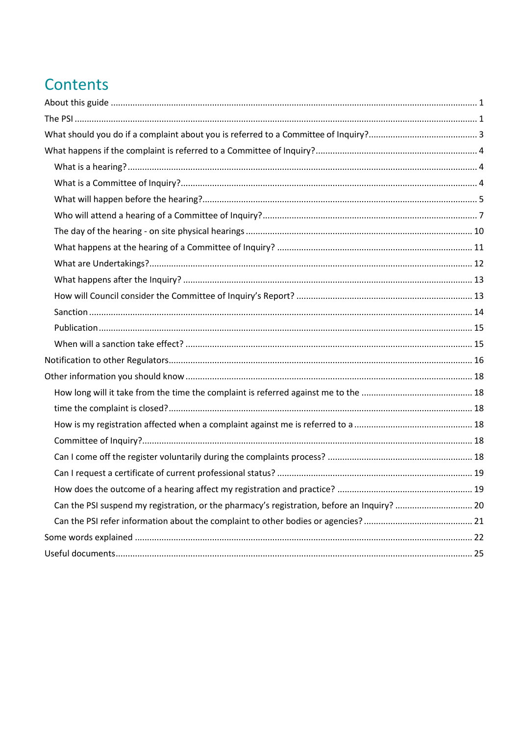# Contents

About this guide ..................................................................................................................................... 1

The PSI ..................................................................................................................................................... 1

What should you do if a complaint about you is referred to a Committee of Inquiry?............................................ 3

What happens if the complaint is referred to a Committee of Inquiry?.................................................................. 4

- What is a hearing? ................................................................................................................................ 4
- What is a Committee of Inquiry?.......................................................................................................... 4
- What will happen before the hearing?................................................................................................. 5
- Who will attend a hearing of a Committee of Inquiry?........................................................................ 7
- The day of the hearing - on site physical hearings ............................................................................. 10
- What happens at the hearing of a Committee of Inquiry? ................................................................ 11
- What are Undertakings?...................................................................................................................... 12
- What happens after the Inquiry? ........................................................................................................ 13
- How will Council consider the Committee of Inquiry's Report? ........................................................ 13
- Sanction .............................................................................................................................................. 14
- Publication .......................................................................................................................................... 15
- When will a sanction take effect? ...................................................................................................... 15

Notification to other Regulators............................................................................................................. 16

Other information you should know ...................................................................................................... 18

- How long will it take from the time the complaint is referred against me to the .............................. 18
- time the complaint is closed?.............................................................................................................. 18
- How is my registration affected when a complaint against me is referred to a ................................. 18
- Committee of Inquiry?......................................................................................................................... 18
- Can I come off the register voluntarily during the complaints process? ............................................ 18
- Can I request a certificate of current professional status? ................................................................ 19
- How does the outcome of a hearing affect my registration and practice? ........................................ 19
- Can the PSI suspend my registration, or the pharmacy's registration, before an Inquiry? ................ 20
- Can the PSI refer information about the complaint to other bodies or agencies? ............................ 21

Some words explained ............................................................................................................................ 22

Useful documents.................................................................................................................................... 25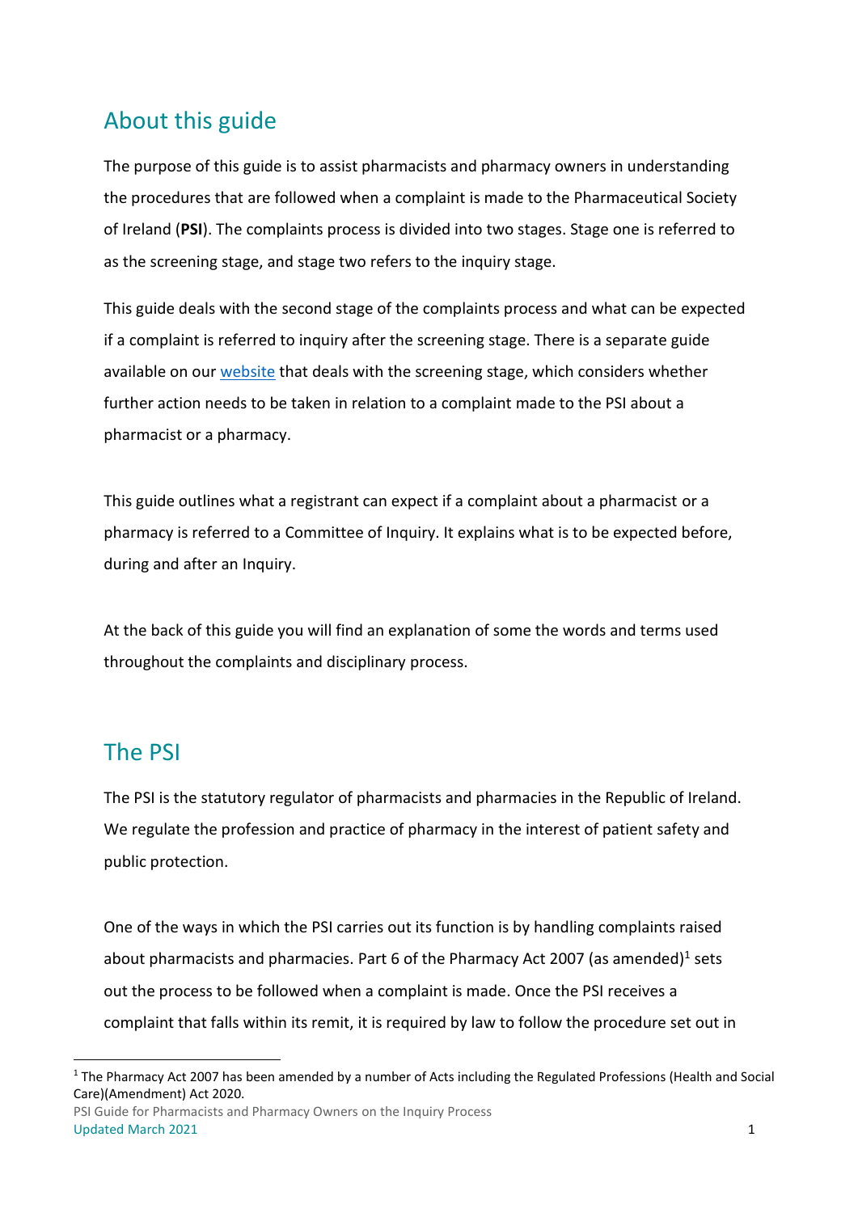## About this guide

The purpose of this guide is to assist pharmacists and pharmacy owners in understanding the procedures that are followed when a complaint is made to the Pharmaceutical Society of Ireland (**PSI**). The complaints process is divided into two stages. Stage one is referred to as the screening stage, and stage two refers to the inquiry stage.

This guide deals with the second stage of the complaints process and what can be expected if a complaint is referred to inquiry after the screening stage. There is a separate guide available on our website that deals with the screening stage, which considers whether further action needs to be taken in relation to a complaint made to the PSI about a pharmacist or a pharmacy.

This guide outlines what a registrant can expect if a complaint about a pharmacist or a pharmacy is referred to a Committee of Inquiry. It explains what is to be expected before, during and after an Inquiry.

At the back of this guide you will find an explanation of some the words and terms used throughout the complaints and disciplinary process.

## The PSI

The PSI is the statutory regulator of pharmacists and pharmacies in the Republic of Ireland. We regulate the profession and practice of pharmacy in the interest of patient safety and public protection.

One of the ways in which the PSI carries out its function is by handling complaints raised about pharmacists and pharmacies. Part 6 of the Pharmacy Act 2007 (as amended)[1] sets out the process to be followed when a complaint is made. Once the PSI receives a complaint that falls within its remit, it is required by law to follow the procedure set out in

[1] The Pharmacy Act 2007 has been amended by a number of Acts including the Regulated Professions (Health and Social Care)(Amendment) Act 2020.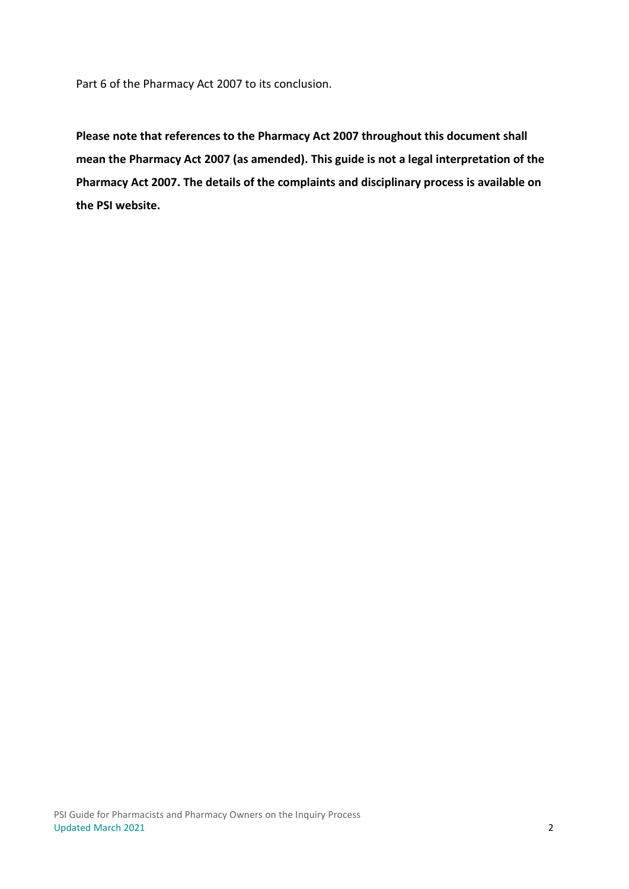Part 6 of the Pharmacy Act 2007 to its conclusion.

**Please note that references to the Pharmacy Act 2007 throughout this document shall mean the Pharmacy Act 2007 (as amended). This guide is not a legal interpretation of the Pharmacy Act 2007. The details of the complaints and disciplinary process is available on the PSI website.**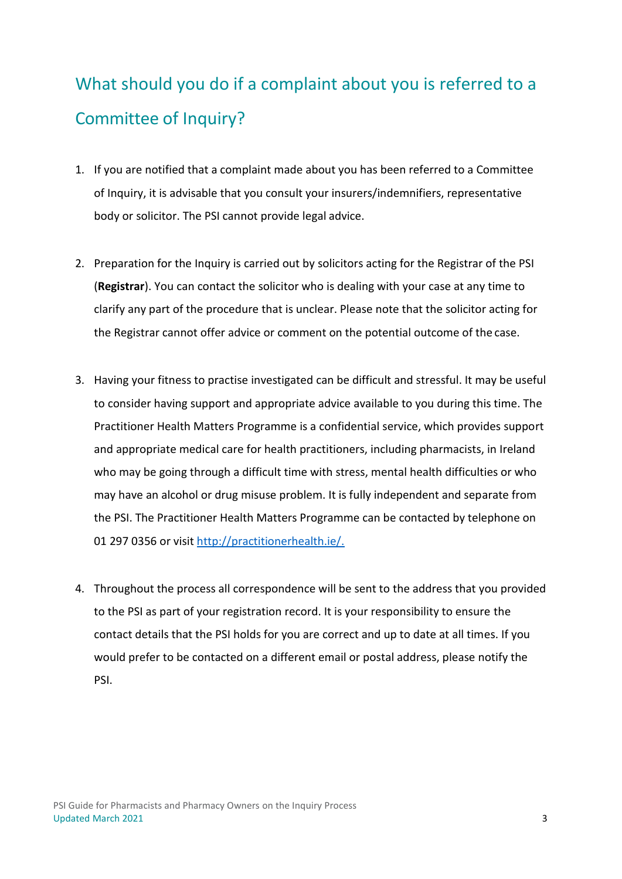## What should you do if a complaint about you is referred to a Committee of Inquiry?

1. If you are notified that a complaint made about you has been referred to a Committee of Inquiry, it is advisable that you consult your insurers/indemnifiers, representative body or solicitor. The PSI cannot provide legal advice.

2. Preparation for the Inquiry is carried out by solicitors acting for the Registrar of the PSI (**Registrar**). You can contact the solicitor who is dealing with your case at any time to clarify any part of the procedure that is unclear. Please note that the solicitor acting for the Registrar cannot offer advice or comment on the potential outcome of the case.

3. Having your fitness to practise investigated can be difficult and stressful. It may be useful to consider having support and appropriate advice available to you during this time. The Practitioner Health Matters Programme is a confidential service, which provides support and appropriate medical care for health practitioners, including pharmacists, in Ireland who may be going through a difficult time with stress, mental health difficulties or who may have an alcohol or drug misuse problem. It is fully independent and separate from the PSI. The Practitioner Health Matters Programme can be contacted by telephone on 01 297 0356 or visit [http://practitionerhealth.ie/.](http://practitionerhealth.ie/)

4. Throughout the process all correspondence will be sent to the address that you provided to the PSI as part of your registration record. It is your responsibility to ensure the contact details that the PSI holds for you are correct and up to date at all times. If you would prefer to be contacted on a different email or postal address, please notify the PSI.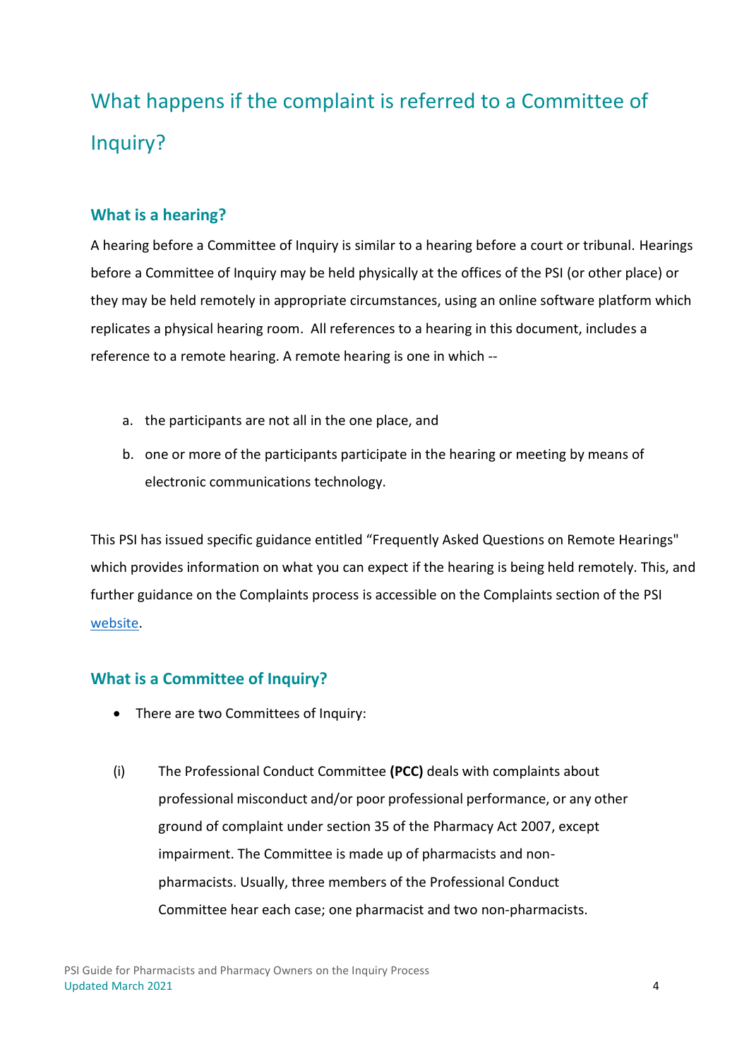# What happens if the complaint is referred to a Committee of Inquiry?

## What is a hearing?

A hearing before a Committee of Inquiry is similar to a hearing before a court or tribunal. Hearings before a Committee of Inquiry may be held physically at the offices of the PSI (or other place) or they may be held remotely in appropriate circumstances, using an online software platform which replicates a physical hearing room. All references to a hearing in this document, includes a reference to a remote hearing. A remote hearing is one in which --

a. the participants are not all in the one place, and
b. one or more of the participants participate in the hearing or meeting by means of electronic communications technology.

This PSI has issued specific guidance entitled "Frequently Asked Questions on Remote Hearings" which provides information on what you can expect if the hearing is being held remotely. This, and further guidance on the Complaints process is accessible on the Complaints section of the PSI website.

## What is a Committee of Inquiry?

- There are two Committees of Inquiry:

(i) The Professional Conduct Committee **(PCC)** deals with complaints about professional misconduct and/or poor professional performance, or any other ground of complaint under section 35 of the Pharmacy Act 2007, except impairment. The Committee is made up of pharmacists and non-pharmacists. Usually, three members of the Professional Conduct Committee hear each case; one pharmacist and two non-pharmacists.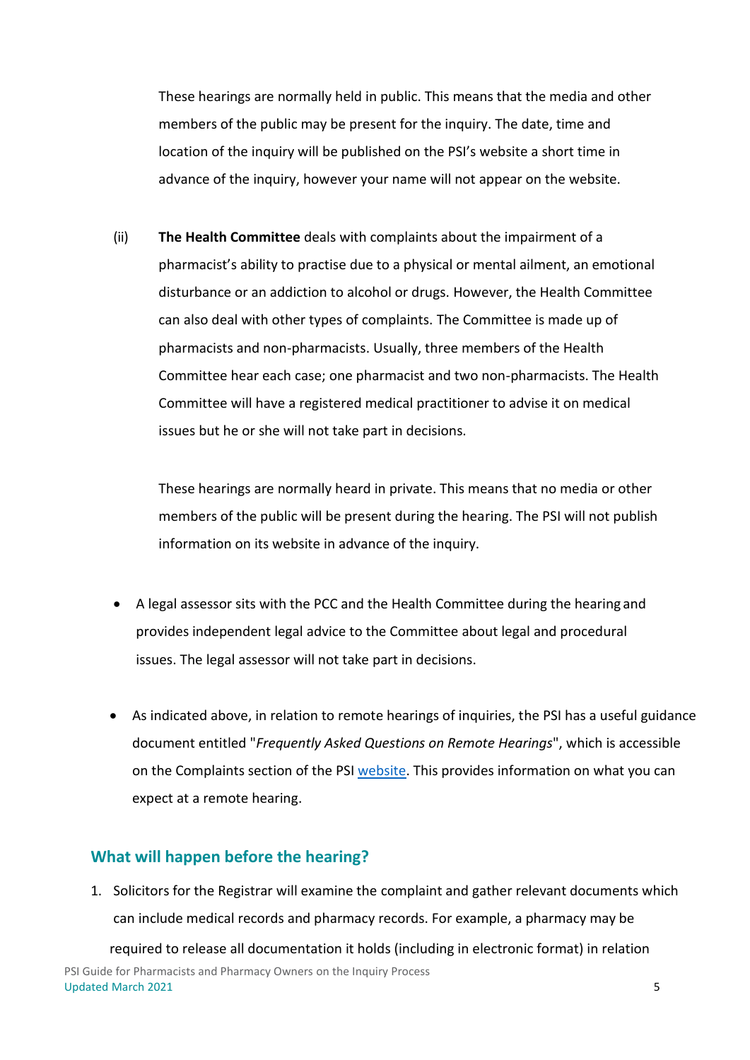These hearings are normally held in public. This means that the media and other members of the public may be present for the inquiry. The date, time and location of the inquiry will be published on the PSI's website a short time in advance of the inquiry, however your name will not appear on the website.

(ii) **The Health Committee** deals with complaints about the impairment of a pharmacist's ability to practise due to a physical or mental ailment, an emotional disturbance or an addiction to alcohol or drugs. However, the Health Committee can also deal with other types of complaints. The Committee is made up of pharmacists and non-pharmacists. Usually, three members of the Health Committee hear each case; one pharmacist and two non-pharmacists. The Health Committee will have a registered medical practitioner to advise it on medical issues but he or she will not take part in decisions.

These hearings are normally heard in private. This means that no media or other members of the public will be present during the hearing. The PSI will not publish information on its website in advance of the inquiry.

- A legal assessor sits with the PCC and the Health Committee during the hearing and provides independent legal advice to the Committee about legal and procedural issues. The legal assessor will not take part in decisions.
- As indicated above, in relation to remote hearings of inquiries, the PSI has a useful guidance document entitled "*Frequently Asked Questions on Remote Hearings*", which is accessible on the Complaints section of the PSI website. This provides information on what you can expect at a remote hearing.

## What will happen before the hearing?

1. Solicitors for the Registrar will examine the complaint and gather relevant documents which can include medical records and pharmacy records. For example, a pharmacy may be required to release all documentation it holds (including in electronic format) in relation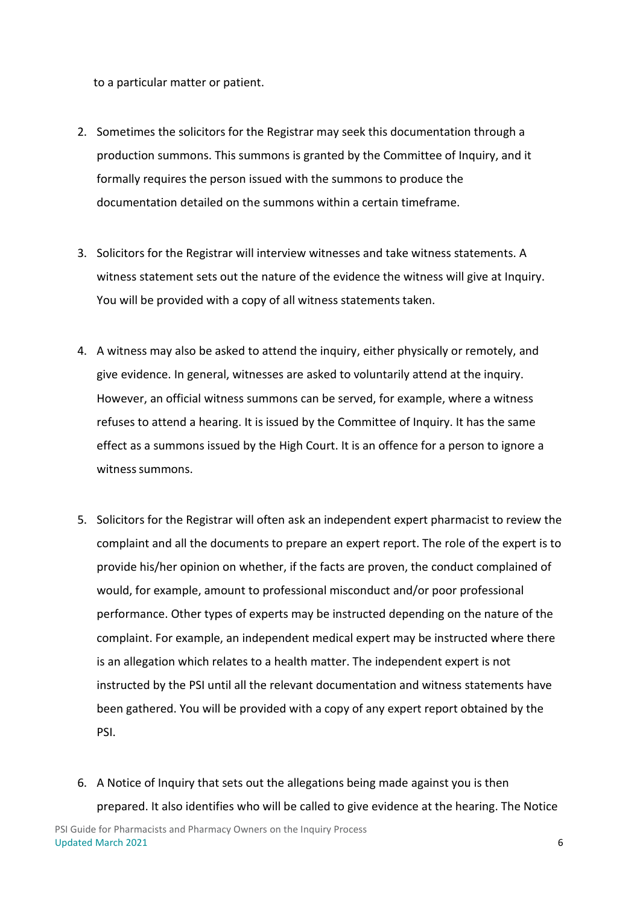to a particular matter or patient.

2. Sometimes the solicitors for the Registrar may seek this documentation through a production summons. This summons is granted by the Committee of Inquiry, and it formally requires the person issued with the summons to produce the documentation detailed on the summons within a certain timeframe.

3. Solicitors for the Registrar will interview witnesses and take witness statements. A witness statement sets out the nature of the evidence the witness will give at Inquiry. You will be provided with a copy of all witness statements taken.

4. A witness may also be asked to attend the inquiry, either physically or remotely, and give evidence. In general, witnesses are asked to voluntarily attend at the inquiry. However, an official witness summons can be served, for example, where a witness refuses to attend a hearing. It is issued by the Committee of Inquiry. It has the same effect as a summons issued by the High Court. It is an offence for a person to ignore a witness summons.

5. Solicitors for the Registrar will often ask an independent expert pharmacist to review the complaint and all the documents to prepare an expert report. The role of the expert is to provide his/her opinion on whether, if the facts are proven, the conduct complained of would, for example, amount to professional misconduct and/or poor professional performance. Other types of experts may be instructed depending on the nature of the complaint. For example, an independent medical expert may be instructed where there is an allegation which relates to a health matter. The independent expert is not instructed by the PSI until all the relevant documentation and witness statements have been gathered. You will be provided with a copy of any expert report obtained by the PSI.

6. A Notice of Inquiry that sets out the allegations being made against you is then prepared. It also identifies who will be called to give evidence at the hearing. The Notice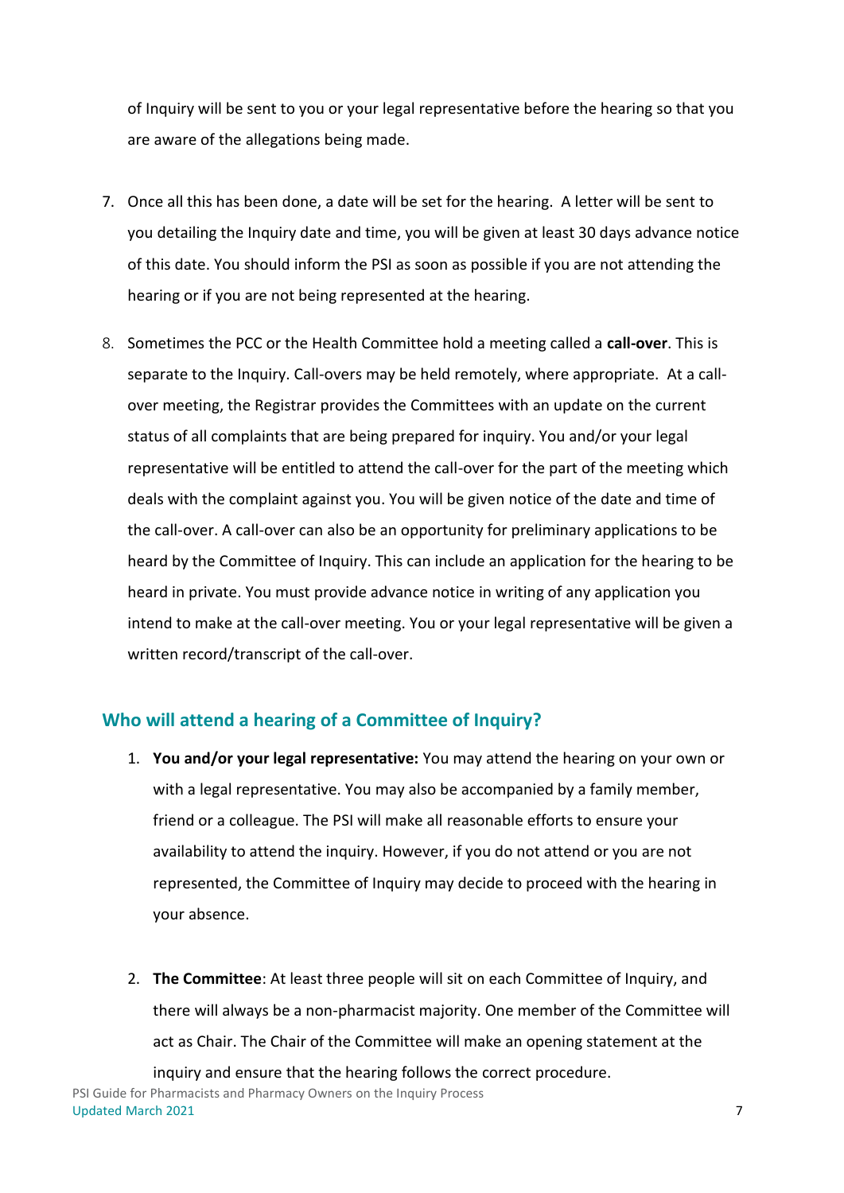of Inquiry will be sent to you or your legal representative before the hearing so that you are aware of the allegations being made.

7. Once all this has been done, a date will be set for the hearing. A letter will be sent to you detailing the Inquiry date and time, you will be given at least 30 days advance notice of this date. You should inform the PSI as soon as possible if you are not attending the hearing or if you are not being represented at the hearing.

8. Sometimes the PCC or the Health Committee hold a meeting called a **call-over**. This is separate to the Inquiry. Call-overs may be held remotely, where appropriate. At a call-over meeting, the Registrar provides the Committees with an update on the current status of all complaints that are being prepared for inquiry. You and/or your legal representative will be entitled to attend the call-over for the part of the meeting which deals with the complaint against you. You will be given notice of the date and time of the call-over. A call-over can also be an opportunity for preliminary applications to be heard by the Committee of Inquiry. This can include an application for the hearing to be heard in private. You must provide advance notice in writing of any application you intend to make at the call-over meeting. You or your legal representative will be given a written record/transcript of the call-over.

## Who will attend a hearing of a Committee of Inquiry?

1. **You and/or your legal representative:** You may attend the hearing on your own or with a legal representative. You may also be accompanied by a family member, friend or a colleague. The PSI will make all reasonable efforts to ensure your availability to attend the inquiry. However, if you do not attend or you are not represented, the Committee of Inquiry may decide to proceed with the hearing in your absence.

2. **The Committee**: At least three people will sit on each Committee of Inquiry, and there will always be a non-pharmacist majority. One member of the Committee will act as Chair. The Chair of the Committee will make an opening statement at the inquiry and ensure that the hearing follows the correct procedure.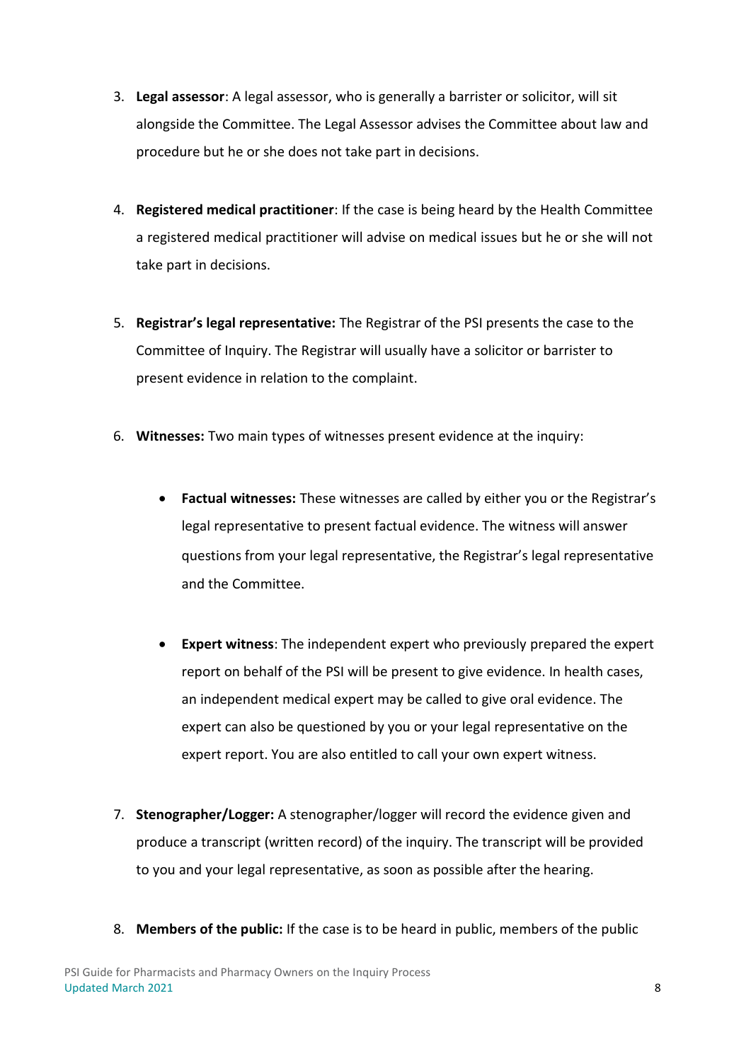3. **Legal assessor**: A legal assessor, who is generally a barrister or solicitor, will sit alongside the Committee. The Legal Assessor advises the Committee about law and procedure but he or she does not take part in decisions.

4. **Registered medical practitioner**: If the case is being heard by the Health Committee a registered medical practitioner will advise on medical issues but he or she will not take part in decisions.

5. **Registrar's legal representative:** The Registrar of the PSI presents the case to the Committee of Inquiry. The Registrar will usually have a solicitor or barrister to present evidence in relation to the complaint.

6. **Witnesses:** Two main types of witnesses present evidence at the inquiry:

   - **Factual witnesses:** These witnesses are called by either you or the Registrar's legal representative to present factual evidence. The witness will answer questions from your legal representative, the Registrar's legal representative and the Committee.

   - **Expert witness**: The independent expert who previously prepared the expert report on behalf of the PSI will be present to give evidence. In health cases, an independent medical expert may be called to give oral evidence. The expert can also be questioned by you or your legal representative on the expert report. You are also entitled to call your own expert witness.

7. **Stenographer/Logger:** A stenographer/logger will record the evidence given and produce a transcript (written record) of the inquiry. The transcript will be provided to you and your legal representative, as soon as possible after the hearing.

8. **Members of the public:** If the case is to be heard in public, members of the public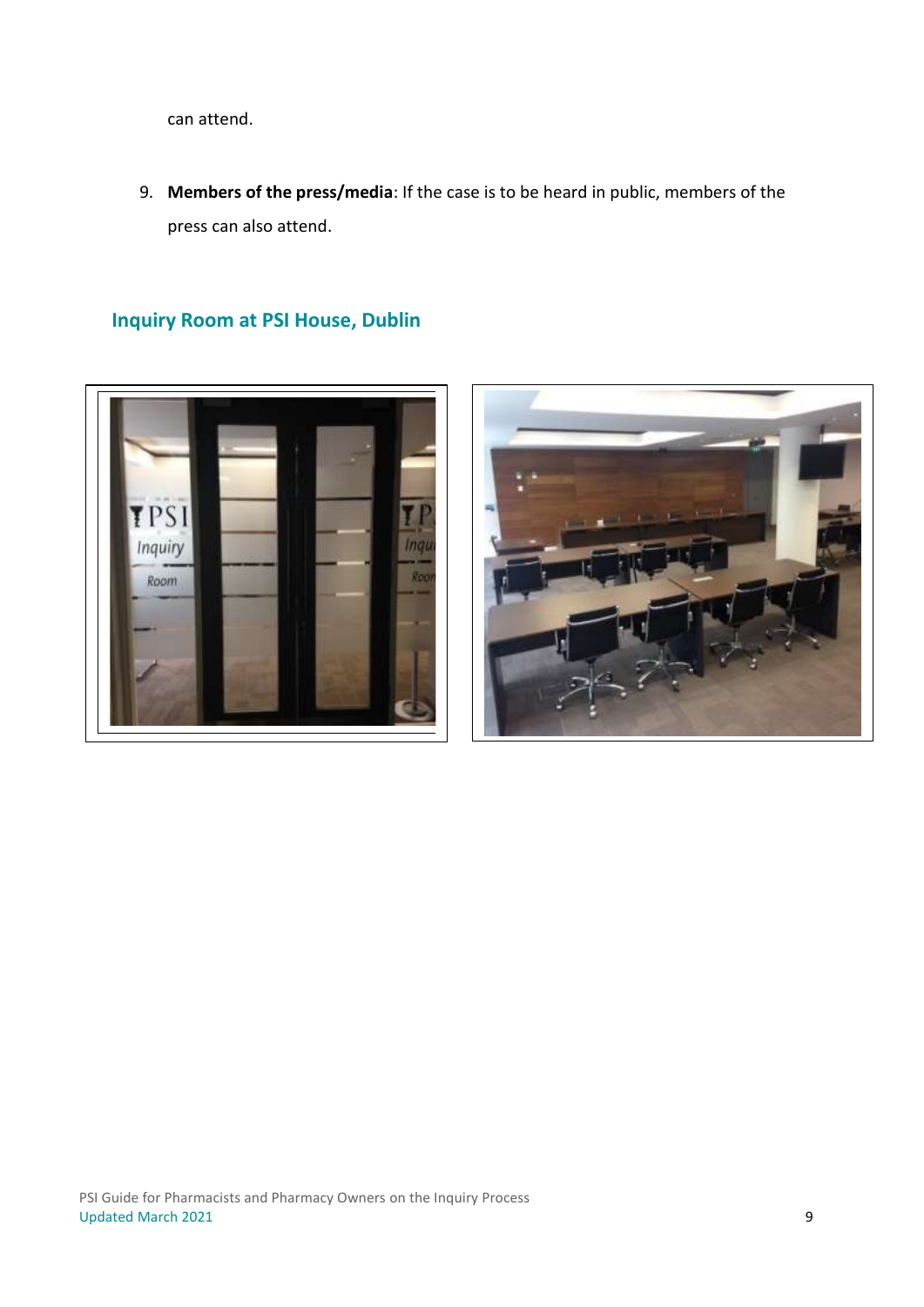can attend.

9. **Members of the press/media**: If the case is to be heard in public, members of the press can also attend.

## Inquiry Room at PSI House, Dublin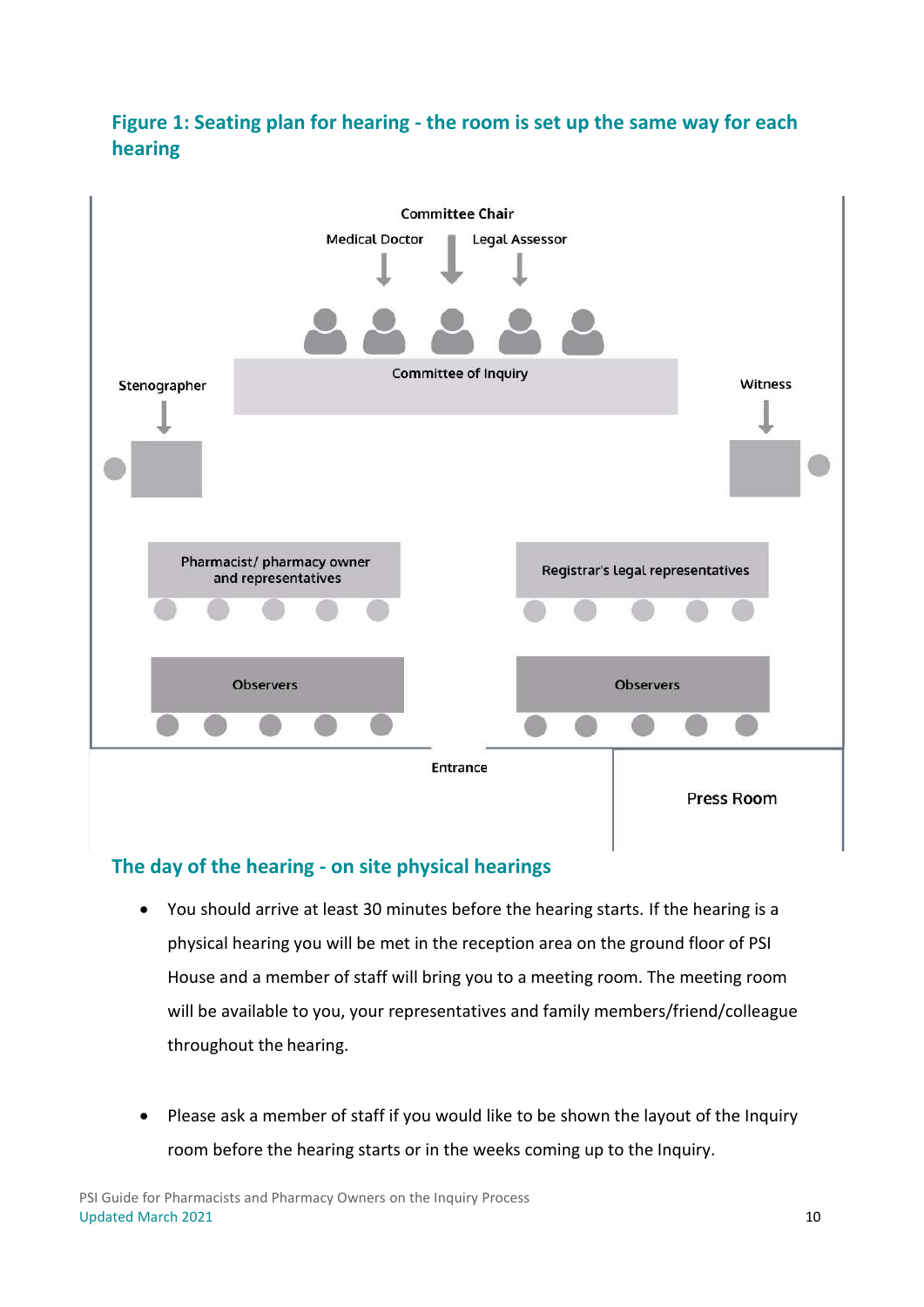## Figure 1: Seating plan for hearing - the room is set up the same way for each hearing

Committee Chair

Medical Doctor

Legal Assessor

Committee of Inquiry

Stenographer

Witness

Pharmacist/ pharmacy owner and representatives

Registrar's legal representatives

Observers

Observers

Entrance

Press Room

## The day of the hearing - on site physical hearings

- You should arrive at least 30 minutes before the hearing starts. If the hearing is a physical hearing you will be met in the reception area on the ground floor of PSI House and a member of staff will bring you to a meeting room. The meeting room will be available to you, your representatives and family members/friend/colleague throughout the hearing.

- Please ask a member of staff if you would like to be shown the layout of the Inquiry room before the hearing starts or in the weeks coming up to the Inquiry.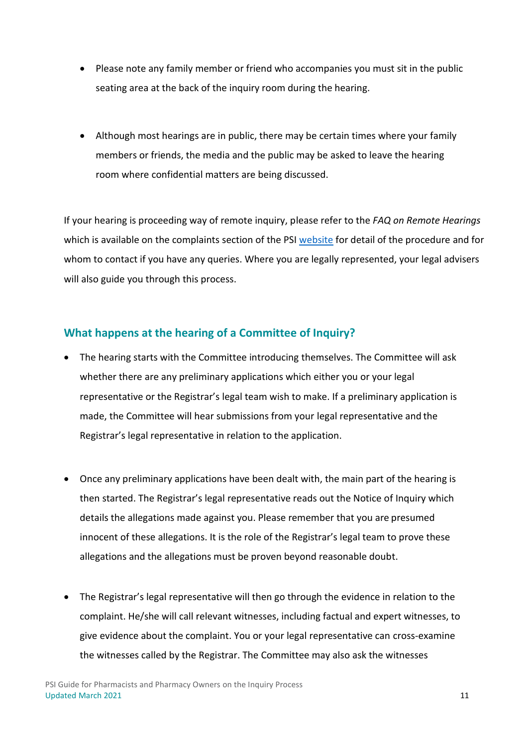- Please note any family member or friend who accompanies you must sit in the public seating area at the back of the inquiry room during the hearing.

- Although most hearings are in public, there may be certain times where your family members or friends, the media and the public may be asked to leave the hearing room where confidential matters are being discussed.

If your hearing is proceeding way of remote inquiry, please refer to the *FAQ on Remote Hearings* which is available on the complaints section of the PSI website for detail of the procedure and for whom to contact if you have any queries. Where you are legally represented, your legal advisers will also guide you through this process.

## What happens at the hearing of a Committee of Inquiry?

- The hearing starts with the Committee introducing themselves. The Committee will ask whether there are any preliminary applications which either you or your legal representative or the Registrar's legal team wish to make. If a preliminary application is made, the Committee will hear submissions from your legal representative and the Registrar's legal representative in relation to the application.

- Once any preliminary applications have been dealt with, the main part of the hearing is then started. The Registrar's legal representative reads out the Notice of Inquiry which details the allegations made against you. Please remember that you are presumed innocent of these allegations. It is the role of the Registrar's legal team to prove these allegations and the allegations must be proven beyond reasonable doubt.

- The Registrar's legal representative will then go through the evidence in relation to the complaint. He/she will call relevant witnesses, including factual and expert witnesses, to give evidence about the complaint. You or your legal representative can cross-examine the witnesses called by the Registrar. The Committee may also ask the witnesses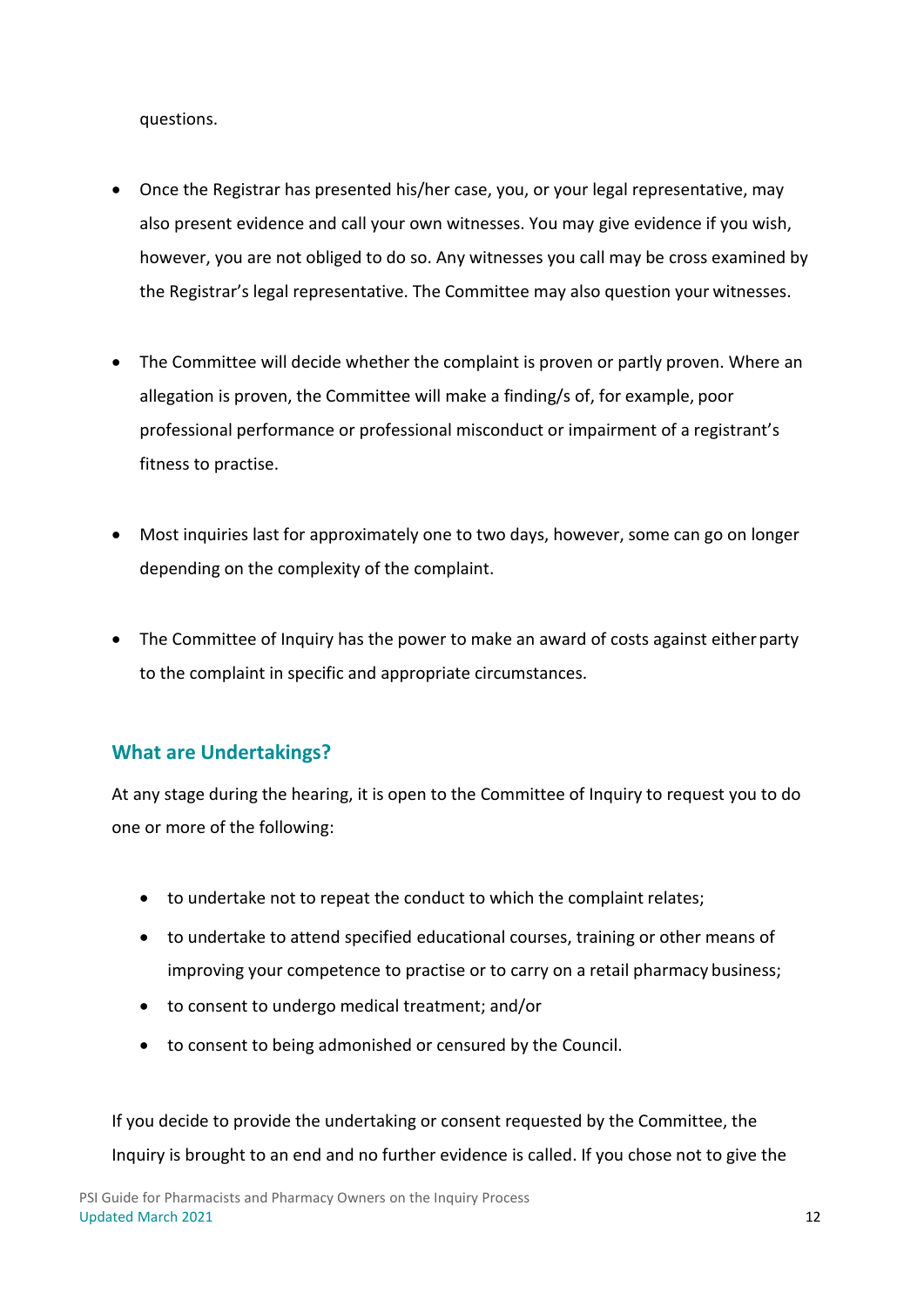questions.

- Once the Registrar has presented his/her case, you, or your legal representative, may also present evidence and call your own witnesses. You may give evidence if you wish, however, you are not obliged to do so. Any witnesses you call may be cross examined by the Registrar's legal representative. The Committee may also question your witnesses.

- The Committee will decide whether the complaint is proven or partly proven. Where an allegation is proven, the Committee will make a finding/s of, for example, poor professional performance or professional misconduct or impairment of a registrant's fitness to practise.

- Most inquiries last for approximately one to two days, however, some can go on longer depending on the complexity of the complaint.

- The Committee of Inquiry has the power to make an award of costs against either party to the complaint in specific and appropriate circumstances.

## What are Undertakings?

At any stage during the hearing, it is open to the Committee of Inquiry to request you to do one or more of the following:

- to undertake not to repeat the conduct to which the complaint relates;
- to undertake to attend specified educational courses, training or other means of improving your competence to practise or to carry on a retail pharmacy business;
- to consent to undergo medical treatment; and/or
- to consent to being admonished or censured by the Council.

If you decide to provide the undertaking or consent requested by the Committee, the Inquiry is brought to an end and no further evidence is called. If you chose not to give the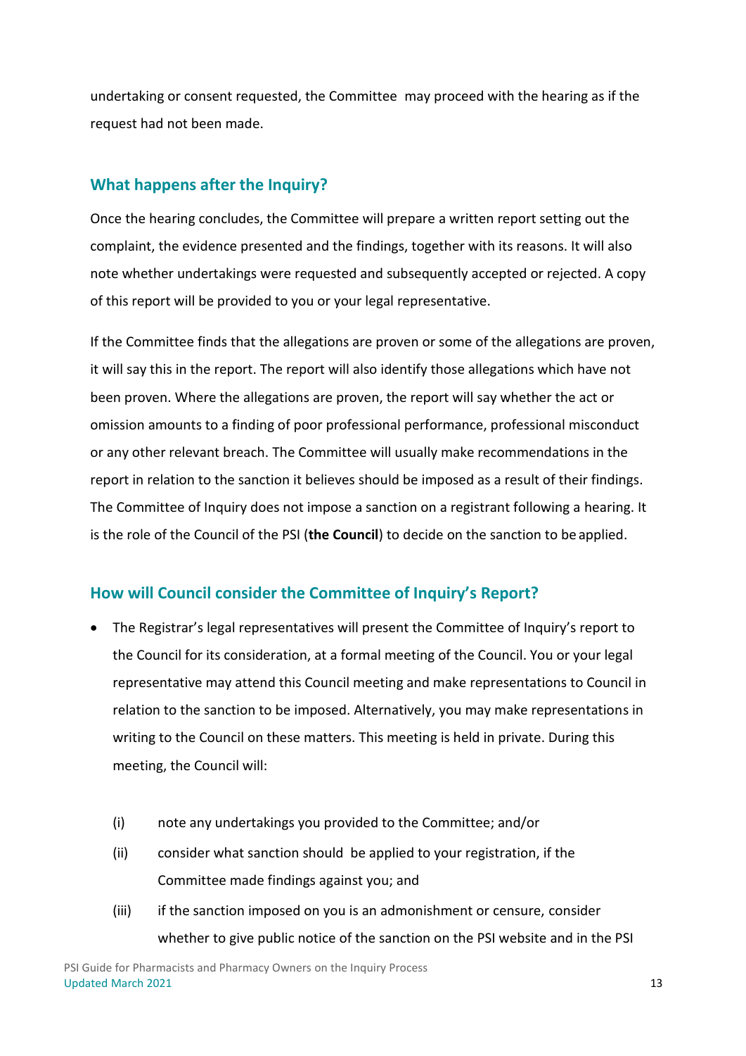undertaking or consent requested, the Committee may proceed with the hearing as if the request had not been made.

## What happens after the Inquiry?

Once the hearing concludes, the Committee will prepare a written report setting out the complaint, the evidence presented and the findings, together with its reasons. It will also note whether undertakings were requested and subsequently accepted or rejected. A copy of this report will be provided to you or your legal representative.

If the Committee finds that the allegations are proven or some of the allegations are proven, it will say this in the report. The report will also identify those allegations which have not been proven. Where the allegations are proven, the report will say whether the act or omission amounts to a finding of poor professional performance, professional misconduct or any other relevant breach. The Committee will usually make recommendations in the report in relation to the sanction it believes should be imposed as a result of their findings. The Committee of Inquiry does not impose a sanction on a registrant following a hearing. It is the role of the Council of the PSI (**the Council**) to decide on the sanction to be applied.

## How will Council consider the Committee of Inquiry's Report?

- The Registrar's legal representatives will present the Committee of Inquiry's report to the Council for its consideration, at a formal meeting of the Council. You or your legal representative may attend this Council meeting and make representations to Council in relation to the sanction to be imposed. Alternatively, you may make representations in writing to the Council on these matters. This meeting is held in private. During this meeting, the Council will:

  (i) note any undertakings you provided to the Committee; and/or

  (ii) consider what sanction should be applied to your registration, if the Committee made findings against you; and

  (iii) if the sanction imposed on you is an admonishment or censure, consider whether to give public notice of the sanction on the PSI website and in the PSI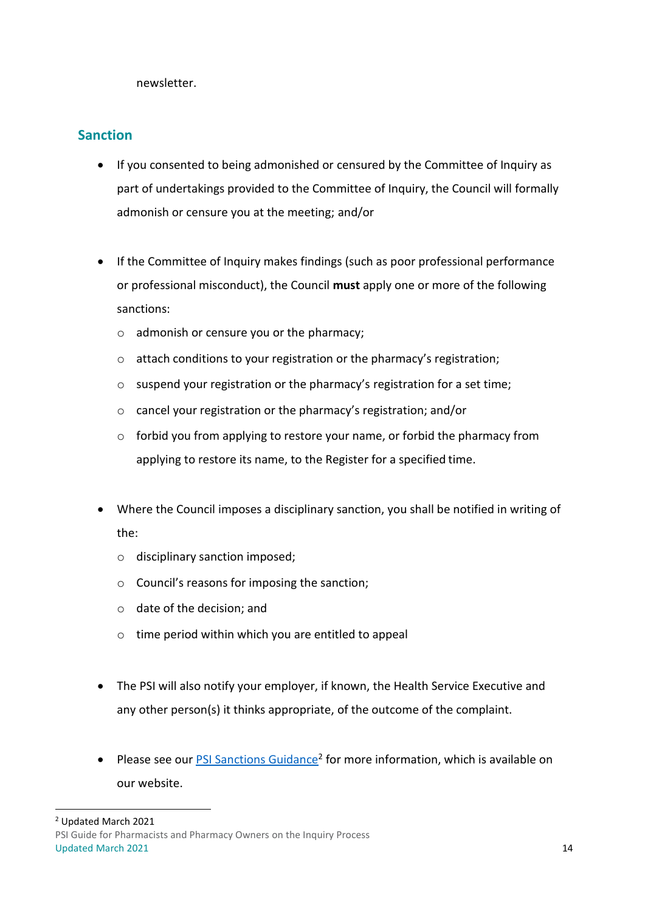newsletter.

## Sanction

- If you consented to being admonished or censured by the Committee of Inquiry as part of undertakings provided to the Committee of Inquiry, the Council will formally admonish or censure you at the meeting; and/or

- If the Committee of Inquiry makes findings (such as poor professional performance or professional misconduct), the Council **must** apply one or more of the following sanctions:
  - admonish or censure you or the pharmacy;
  - attach conditions to your registration or the pharmacy's registration;
  - suspend your registration or the pharmacy's registration for a set time;
  - cancel your registration or the pharmacy's registration; and/or
  - forbid you from applying to restore your name, or forbid the pharmacy from applying to restore its name, to the Register for a specified time.

- Where the Council imposes a disciplinary sanction, you shall be notified in writing of the:
  - disciplinary sanction imposed;
  - Council's reasons for imposing the sanction;
  - date of the decision; and
  - time period within which you are entitled to appeal

- The PSI will also notify your employer, if known, the Health Service Executive and any other person(s) it thinks appropriate, of the outcome of the complaint.

- Please see our PSI Sanctions Guidance[2] for more information, which is available on our website.

[2] Updated March 2021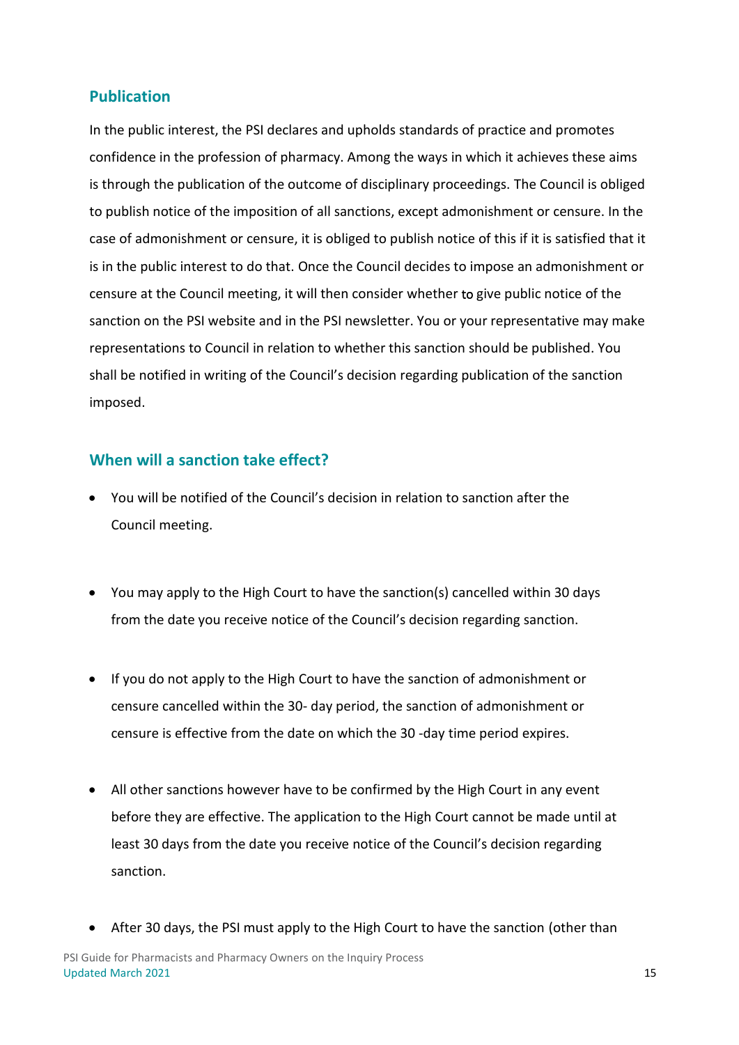## Publication

In the public interest, the PSI declares and upholds standards of practice and promotes confidence in the profession of pharmacy. Among the ways in which it achieves these aims is through the publication of the outcome of disciplinary proceedings. The Council is obliged to publish notice of the imposition of all sanctions, except admonishment or censure. In the case of admonishment or censure, it is obliged to publish notice of this if it is satisfied that it is in the public interest to do that. Once the Council decides to impose an admonishment or censure at the Council meeting, it will then consider whether to give public notice of the sanction on the PSI website and in the PSI newsletter. You or your representative may make representations to Council in relation to whether this sanction should be published. You shall be notified in writing of the Council's decision regarding publication of the sanction imposed.

## When will a sanction take effect?

- You will be notified of the Council's decision in relation to sanction after the Council meeting.

- You may apply to the High Court to have the sanction(s) cancelled within 30 days from the date you receive notice of the Council's decision regarding sanction.

- If you do not apply to the High Court to have the sanction of admonishment or censure cancelled within the 30- day period, the sanction of admonishment or censure is effective from the date on which the 30 -day time period expires.

- All other sanctions however have to be confirmed by the High Court in any event before they are effective. The application to the High Court cannot be made until at least 30 days from the date you receive notice of the Council's decision regarding sanction.

- After 30 days, the PSI must apply to the High Court to have the sanction (other than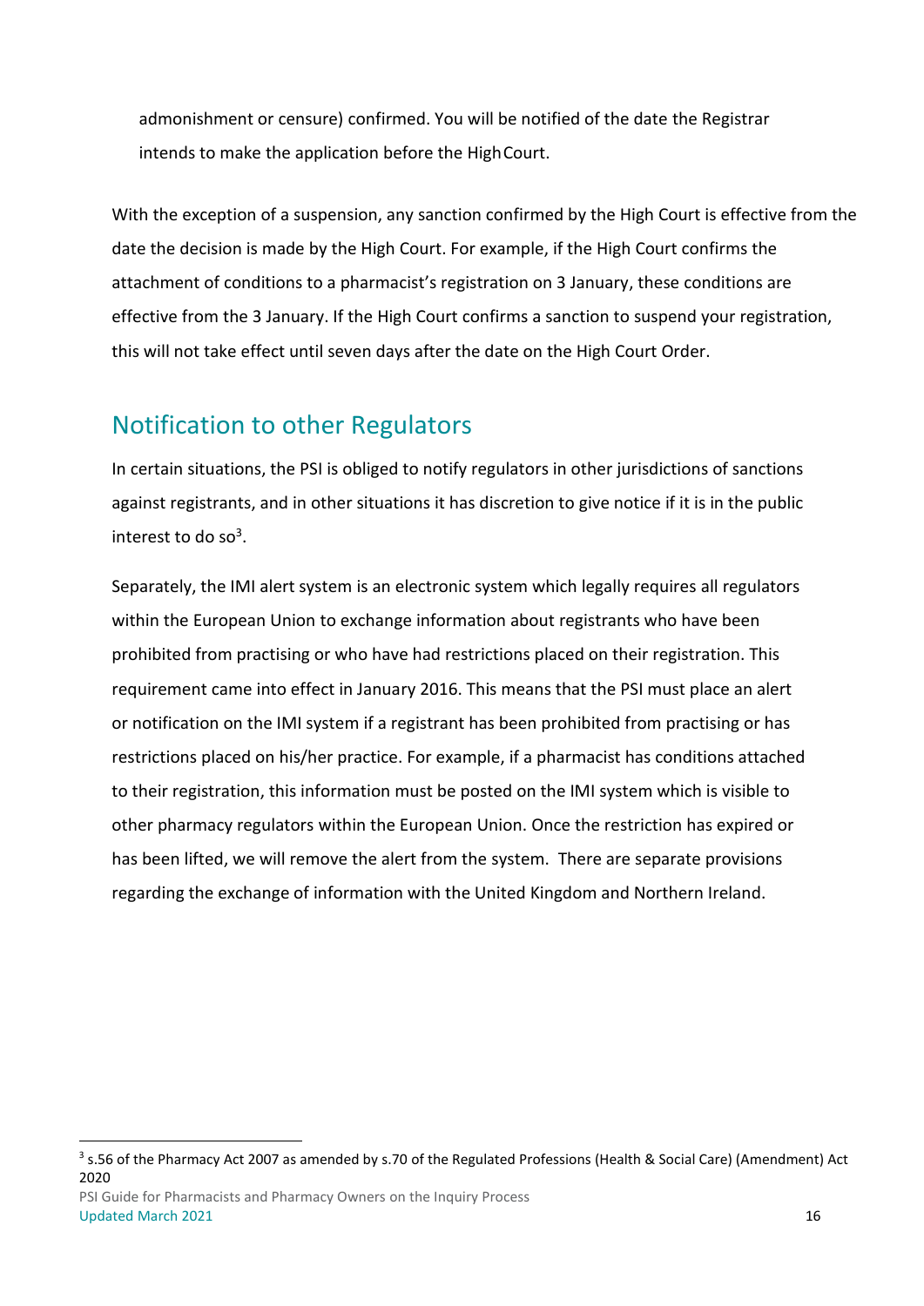admonishment or censure) confirmed. You will be notified of the date the Registrar intends to make the application before the High Court.

With the exception of a suspension, any sanction confirmed by the High Court is effective from the date the decision is made by the High Court. For example, if the High Court confirms the attachment of conditions to a pharmacist's registration on 3 January, these conditions are effective from the 3 January. If the High Court confirms a sanction to suspend your registration, this will not take effect until seven days after the date on the High Court Order.

## Notification to other Regulators

In certain situations, the PSI is obliged to notify regulators in other jurisdictions of sanctions against registrants, and in other situations it has discretion to give notice if it is in the public interest to do so[3].

Separately, the IMI alert system is an electronic system which legally requires all regulators within the European Union to exchange information about registrants who have been prohibited from practising or who have had restrictions placed on their registration. This requirement came into effect in January 2016. This means that the PSI must place an alert or notification on the IMI system if a registrant has been prohibited from practising or has restrictions placed on his/her practice. For example, if a pharmacist has conditions attached to their registration, this information must be posted on the IMI system which is visible to other pharmacy regulators within the European Union. Once the restriction has expired or has been lifted, we will remove the alert from the system. There are separate provisions regarding the exchange of information with the United Kingdom and Northern Ireland.

---

[3] s.56 of the Pharmacy Act 2007 as amended by s.70 of the Regulated Professions (Health & Social Care) (Amendment) Act 2020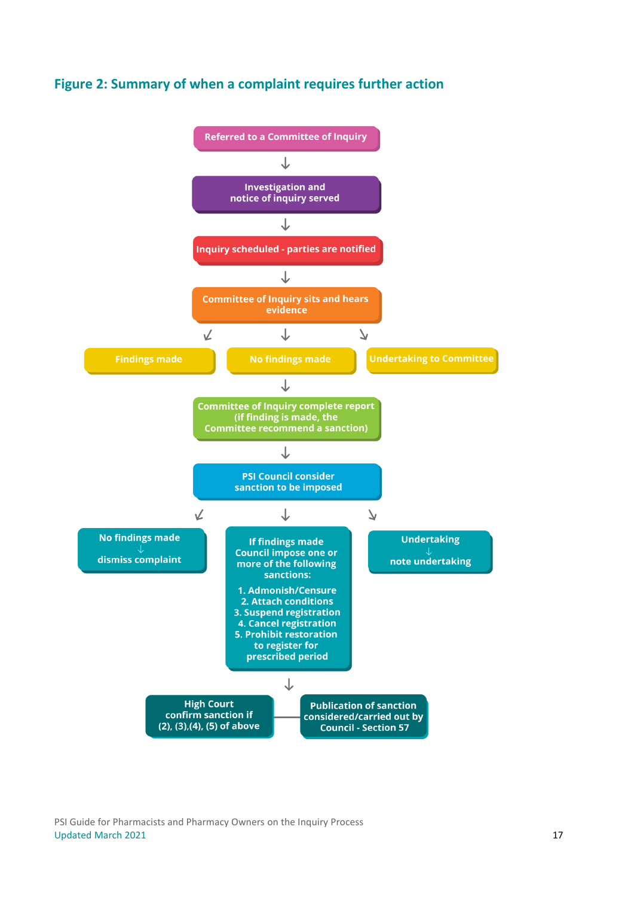## Figure 2: Summary of when a complaint requires further action

Referred to a Committee of Inquiry

↓

Investigation and notice of inquiry served

↓

Inquiry scheduled - parties are notified

↓

Committee of Inquiry sits and hears evidence

↙ ↓ ↘

Findings made | No findings made | Undertaking to Committee

↓

Committee of Inquiry complete report (if finding is made, the Committee recommend a sanction)

↓

PSI Council consider sanction to be imposed

↙ ↓ ↘

**No findings made**
↓
**dismiss complaint**

**If findings made Council impose one or more of the following sanctions:**

1. Admonish/Censure
2. Attach conditions
3. Suspend registration
4. Cancel registration
5. Prohibit restoration to register for prescribed period

**Undertaking**
↓
**note undertaking**

↓

High Court confirm sanction if (2), (3),(4), (5) of above — Publication of sanction considered/carried out by Council - Section 57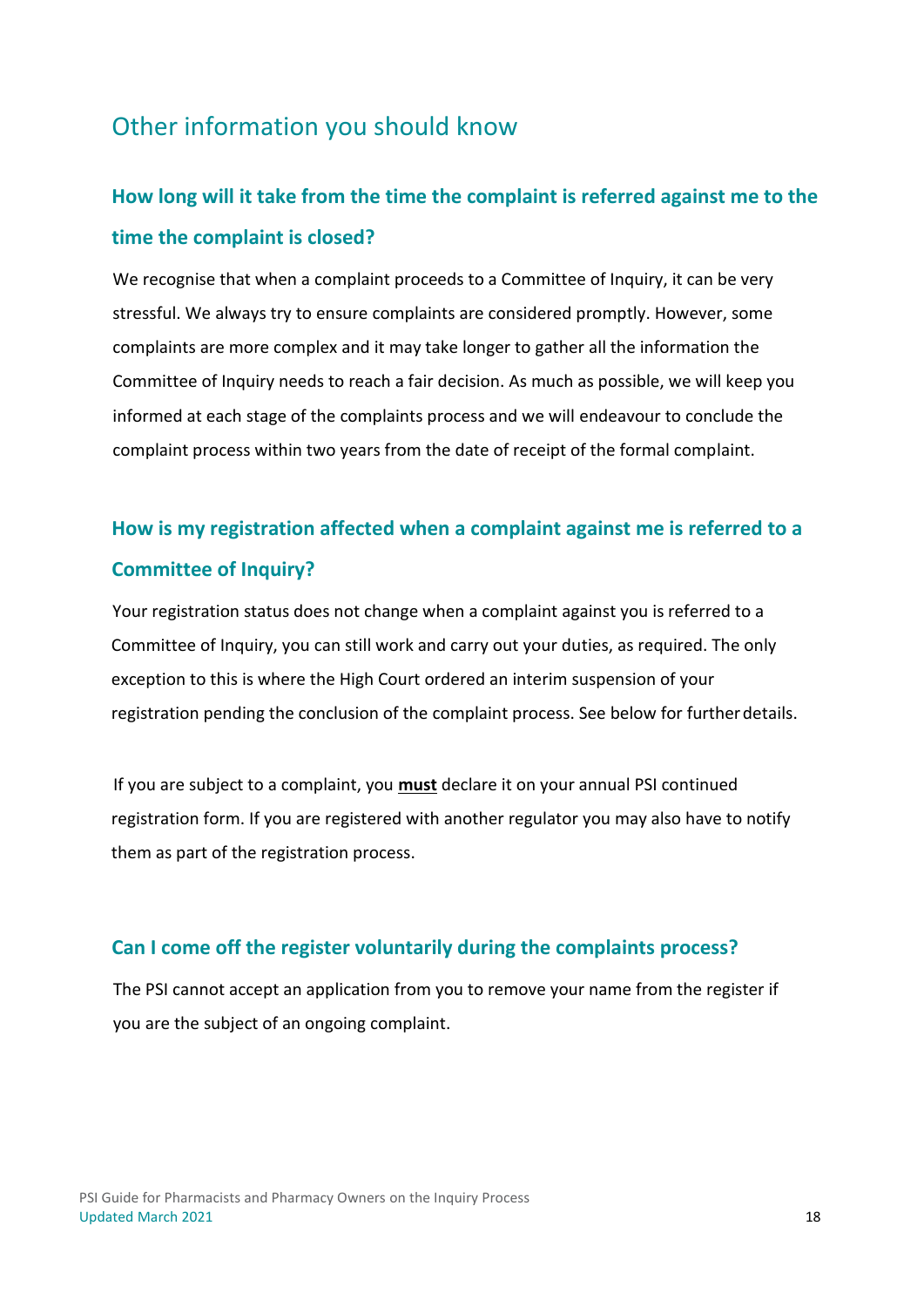## Other information you should know

### How long will it take from the time the complaint is referred against me to the time the complaint is closed?

We recognise that when a complaint proceeds to a Committee of Inquiry, it can be very stressful. We always try to ensure complaints are considered promptly. However, some complaints are more complex and it may take longer to gather all the information the Committee of Inquiry needs to reach a fair decision. As much as possible, we will keep you informed at each stage of the complaints process and we will endeavour to conclude the complaint process within two years from the date of receipt of the formal complaint.

### How is my registration affected when a complaint against me is referred to a Committee of Inquiry?

Your registration status does not change when a complaint against you is referred to a Committee of Inquiry, you can still work and carry out your duties, as required. The only exception to this is where the High Court ordered an interim suspension of your registration pending the conclusion of the complaint process. See below for further details.

If you are subject to a complaint, you **must** declare it on your annual PSI continued registration form. If you are registered with another regulator you may also have to notify them as part of the registration process.

### Can I come off the register voluntarily during the complaints process?

The PSI cannot accept an application from you to remove your name from the register if you are the subject of an ongoing complaint.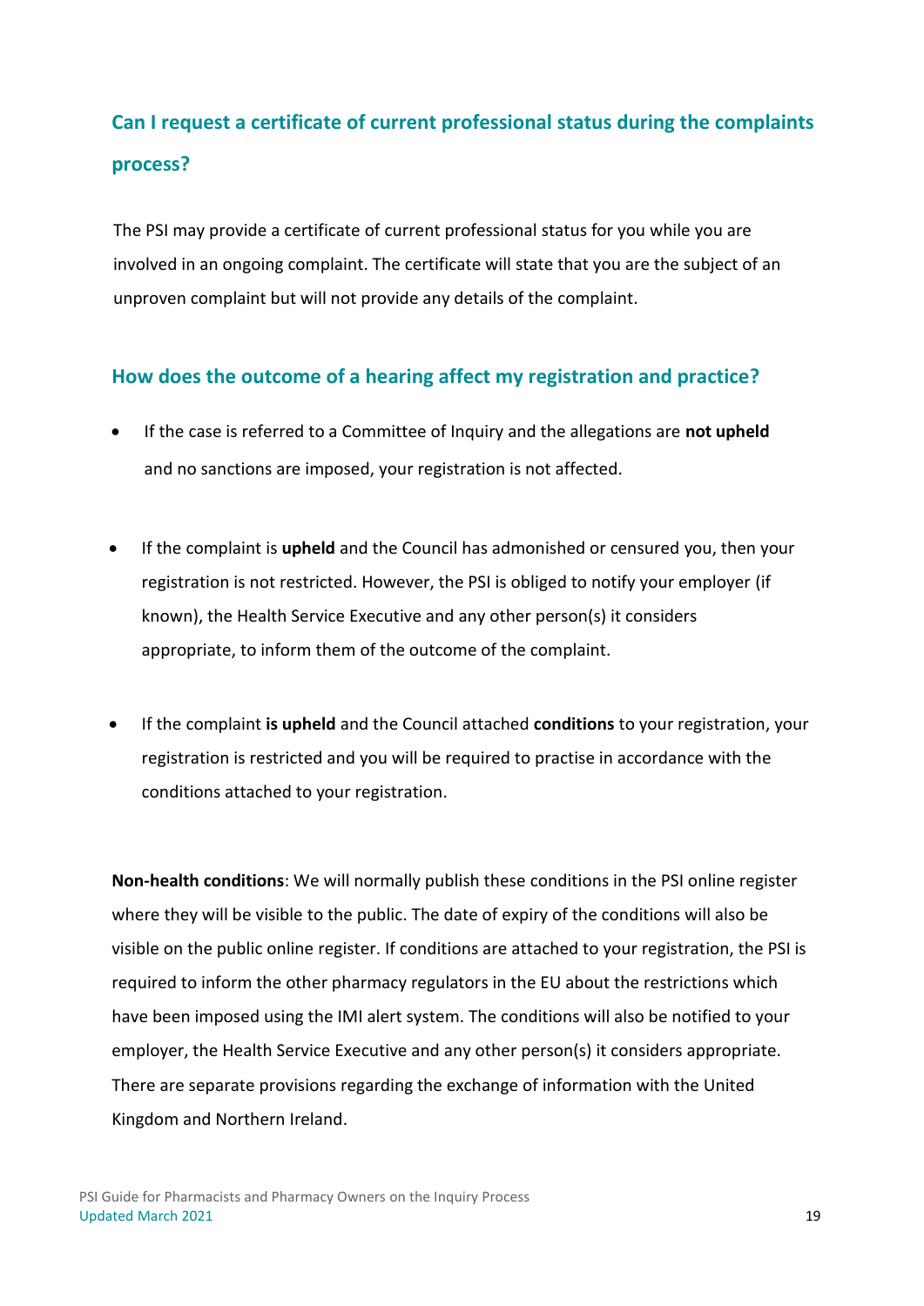## Can I request a certificate of current professional status during the complaints process?

The PSI may provide a certificate of current professional status for you while you are involved in an ongoing complaint. The certificate will state that you are the subject of an unproven complaint but will not provide any details of the complaint.

## How does the outcome of a hearing affect my registration and practice?

- If the case is referred to a Committee of Inquiry and the allegations are **not upheld** and no sanctions are imposed, your registration is not affected.
- If the complaint is **upheld** and the Council has admonished or censured you, then your registration is not restricted. However, the PSI is obliged to notify your employer (if known), the Health Service Executive and any other person(s) it considers appropriate, to inform them of the outcome of the complaint.
- If the complaint **is upheld** and the Council attached **conditions** to your registration, your registration is restricted and you will be required to practise in accordance with the conditions attached to your registration.

**Non-health conditions**: We will normally publish these conditions in the PSI online register where they will be visible to the public. The date of expiry of the conditions will also be visible on the public online register. If conditions are attached to your registration, the PSI is required to inform the other pharmacy regulators in the EU about the restrictions which have been imposed using the IMI alert system. The conditions will also be notified to your employer, the Health Service Executive and any other person(s) it considers appropriate. There are separate provisions regarding the exchange of information with the United Kingdom and Northern Ireland.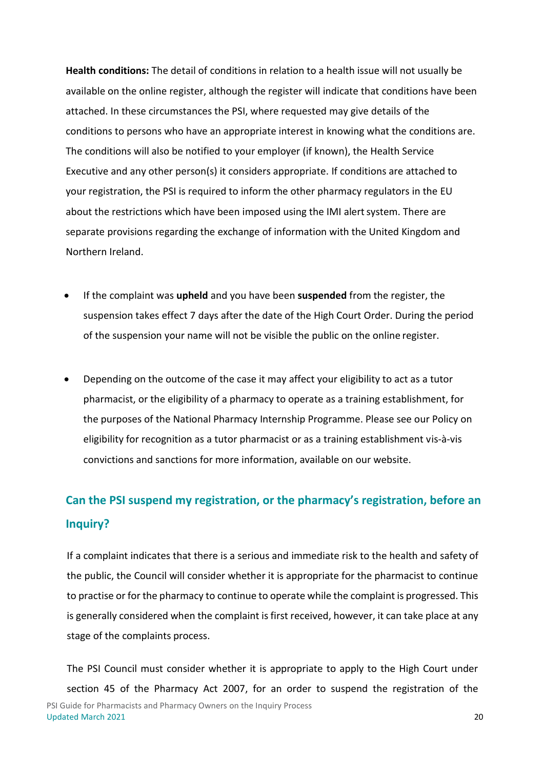**Health conditions:** The detail of conditions in relation to a health issue will not usually be available on the online register, although the register will indicate that conditions have been attached. In these circumstances the PSI, where requested may give details of the conditions to persons who have an appropriate interest in knowing what the conditions are. The conditions will also be notified to your employer (if known), the Health Service Executive and any other person(s) it considers appropriate. If conditions are attached to your registration, the PSI is required to inform the other pharmacy regulators in the EU about the restrictions which have been imposed using the IMI alert system. There are separate provisions regarding the exchange of information with the United Kingdom and Northern Ireland.

- If the complaint was **upheld** and you have been **suspended** from the register, the suspension takes effect 7 days after the date of the High Court Order. During the period of the suspension your name will not be visible the public on the online register.

- Depending on the outcome of the case it may affect your eligibility to act as a tutor pharmacist, or the eligibility of a pharmacy to operate as a training establishment, for the purposes of the National Pharmacy Internship Programme. Please see our Policy on eligibility for recognition as a tutor pharmacist or as a training establishment vis-à-vis convictions and sanctions for more information, available on our website.

## Can the PSI suspend my registration, or the pharmacy's registration, before an Inquiry?

If a complaint indicates that there is a serious and immediate risk to the health and safety of the public, the Council will consider whether it is appropriate for the pharmacist to continue to practise or for the pharmacy to continue to operate while the complaint is progressed. This is generally considered when the complaint is first received, however, it can take place at any stage of the complaints process.

The PSI Council must consider whether it is appropriate to apply to the High Court under section 45 of the Pharmacy Act 2007, for an order to suspend the registration of the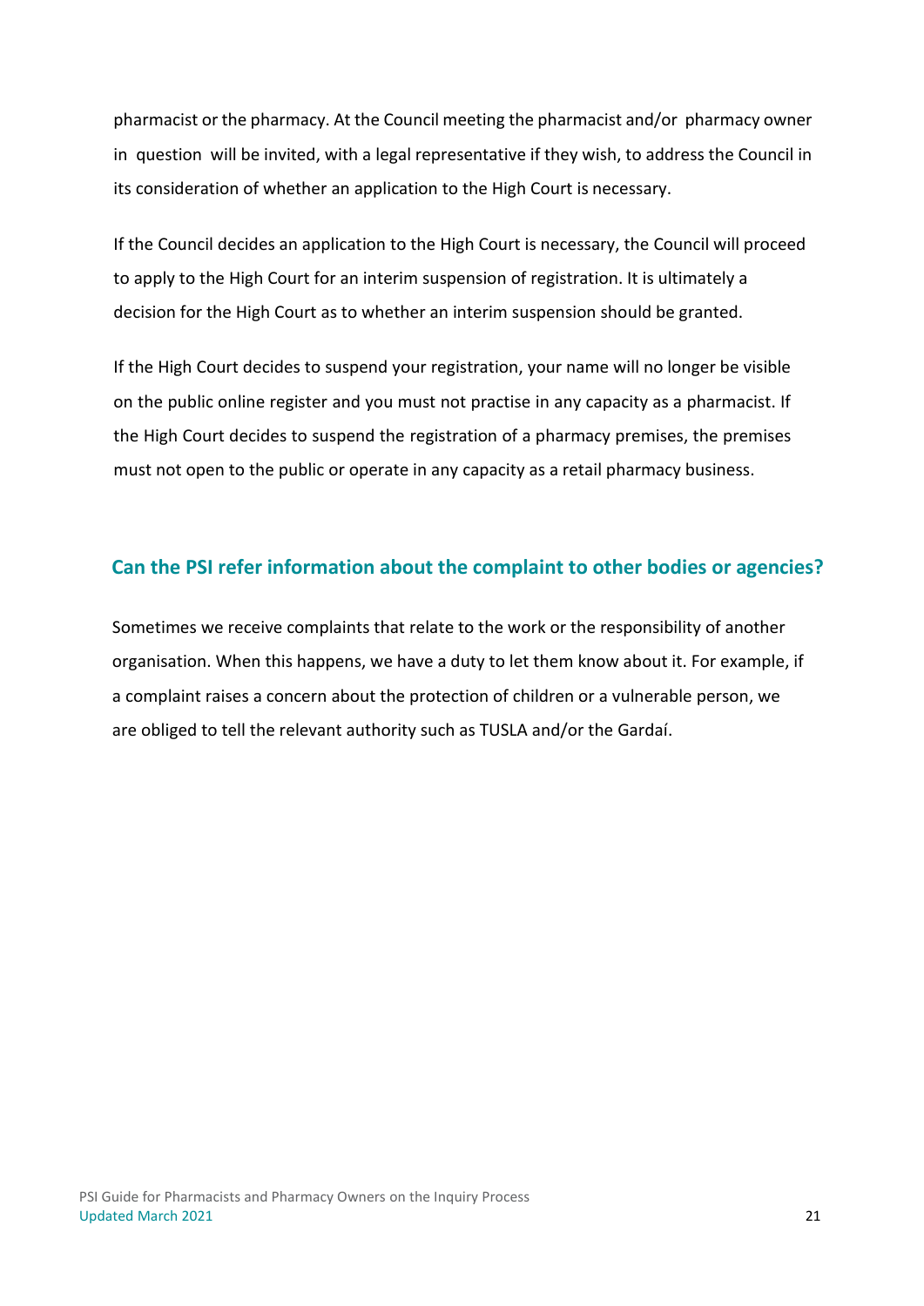pharmacist or the pharmacy. At the Council meeting the pharmacist and/or pharmacy owner in question will be invited, with a legal representative if they wish, to address the Council in its consideration of whether an application to the High Court is necessary.

If the Council decides an application to the High Court is necessary, the Council will proceed to apply to the High Court for an interim suspension of registration. It is ultimately a decision for the High Court as to whether an interim suspension should be granted.

If the High Court decides to suspend your registration, your name will no longer be visible on the public online register and you must not practise in any capacity as a pharmacist. If the High Court decides to suspend the registration of a pharmacy premises, the premises must not open to the public or operate in any capacity as a retail pharmacy business.

## Can the PSI refer information about the complaint to other bodies or agencies?

Sometimes we receive complaints that relate to the work or the responsibility of another organisation. When this happens, we have a duty to let them know about it. For example, if a complaint raises a concern about the protection of children or a vulnerable person, we are obliged to tell the relevant authority such as TUSLA and/or the Gardaí.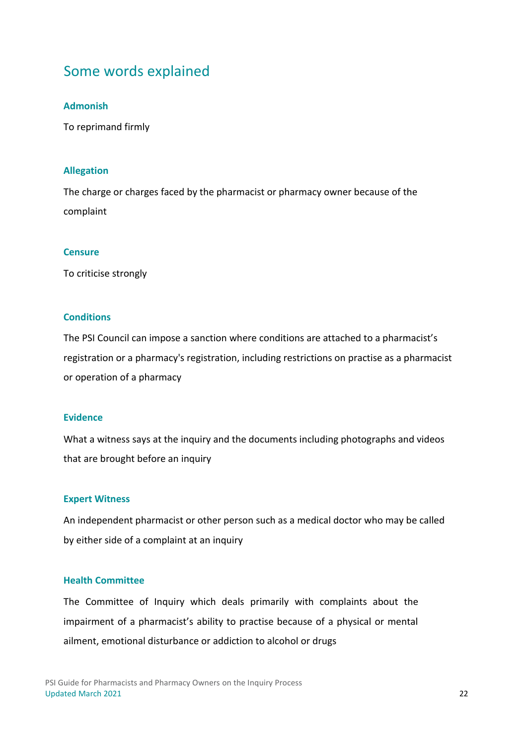## Some words explained

### Admonish

To reprimand firmly

### Allegation

The charge or charges faced by the pharmacist or pharmacy owner because of the complaint

### Censure

To criticise strongly

### Conditions

The PSI Council can impose a sanction where conditions are attached to a pharmacist's registration or a pharmacy's registration, including restrictions on practise as a pharmacist or operation of a pharmacy

### Evidence

What a witness says at the inquiry and the documents including photographs and videos that are brought before an inquiry

### Expert Witness

An independent pharmacist or other person such as a medical doctor who may be called by either side of a complaint at an inquiry

### Health Committee

The Committee of Inquiry which deals primarily with complaints about the impairment of a pharmacist's ability to practise because of a physical or mental ailment, emotional disturbance or addiction to alcohol or drugs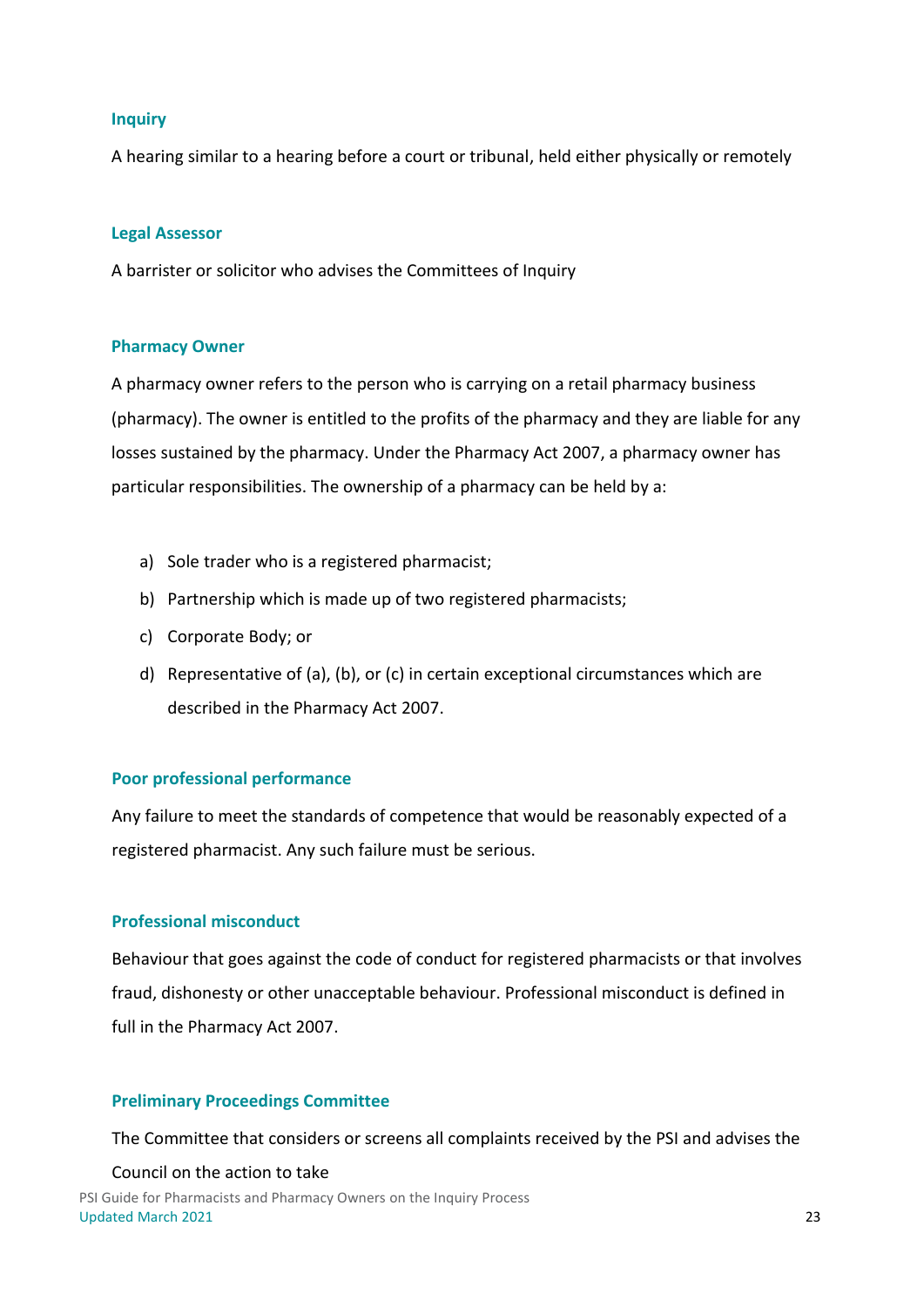### Inquiry

A hearing similar to a hearing before a court or tribunal, held either physically or remotely

### Legal Assessor

A barrister or solicitor who advises the Committees of Inquiry

### Pharmacy Owner

A pharmacy owner refers to the person who is carrying on a retail pharmacy business (pharmacy). The owner is entitled to the profits of the pharmacy and they are liable for any losses sustained by the pharmacy. Under the Pharmacy Act 2007, a pharmacy owner has particular responsibilities. The ownership of a pharmacy can be held by a:

a) Sole trader who is a registered pharmacist;
b) Partnership which is made up of two registered pharmacists;
c) Corporate Body; or
d) Representative of (a), (b), or (c) in certain exceptional circumstances which are described in the Pharmacy Act 2007.

### Poor professional performance

Any failure to meet the standards of competence that would be reasonably expected of a registered pharmacist. Any such failure must be serious.

### Professional misconduct

Behaviour that goes against the code of conduct for registered pharmacists or that involves fraud, dishonesty or other unacceptable behaviour. Professional misconduct is defined in full in the Pharmacy Act 2007.

### Preliminary Proceedings Committee

The Committee that considers or screens all complaints received by the PSI and advises the Council on the action to take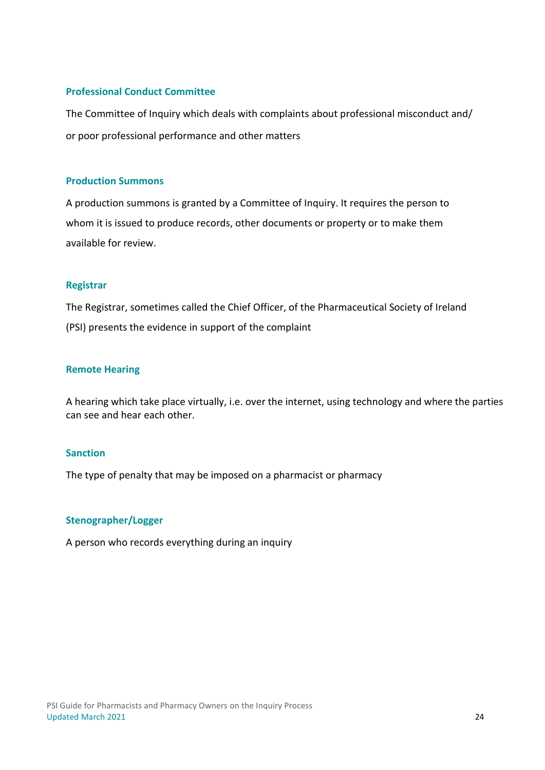### Professional Conduct Committee

The Committee of Inquiry which deals with complaints about professional misconduct and/ or poor professional performance and other matters

### Production Summons

A production summons is granted by a Committee of Inquiry. It requires the person to whom it is issued to produce records, other documents or property or to make them available for review.

### Registrar

The Registrar, sometimes called the Chief Officer, of the Pharmaceutical Society of Ireland (PSI) presents the evidence in support of the complaint

### Remote Hearing

A hearing which take place virtually, i.e. over the internet, using technology and where the parties can see and hear each other.

### Sanction

The type of penalty that may be imposed on a pharmacist or pharmacy

### Stenographer/Logger

A person who records everything during an inquiry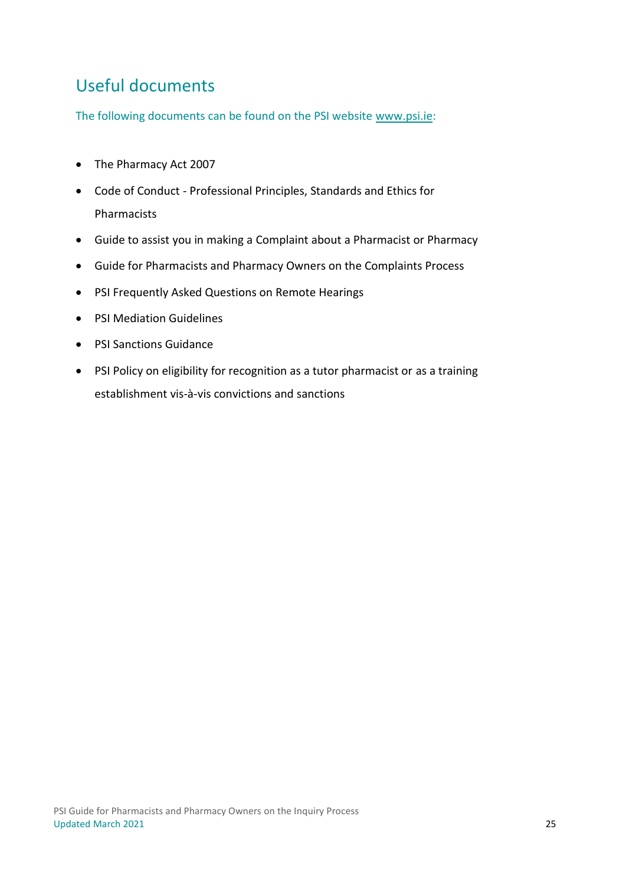## Useful documents

The following documents can be found on the PSI website www.psi.ie:

- The Pharmacy Act 2007
- Code of Conduct - Professional Principles, Standards and Ethics for Pharmacists
- Guide to assist you in making a Complaint about a Pharmacist or Pharmacy
- Guide for Pharmacists and Pharmacy Owners on the Complaints Process
- PSI Frequently Asked Questions on Remote Hearings
- PSI Mediation Guidelines
- PSI Sanctions Guidance
- PSI Policy on eligibility for recognition as a tutor pharmacist or as a training establishment vis-à-vis convictions and sanctions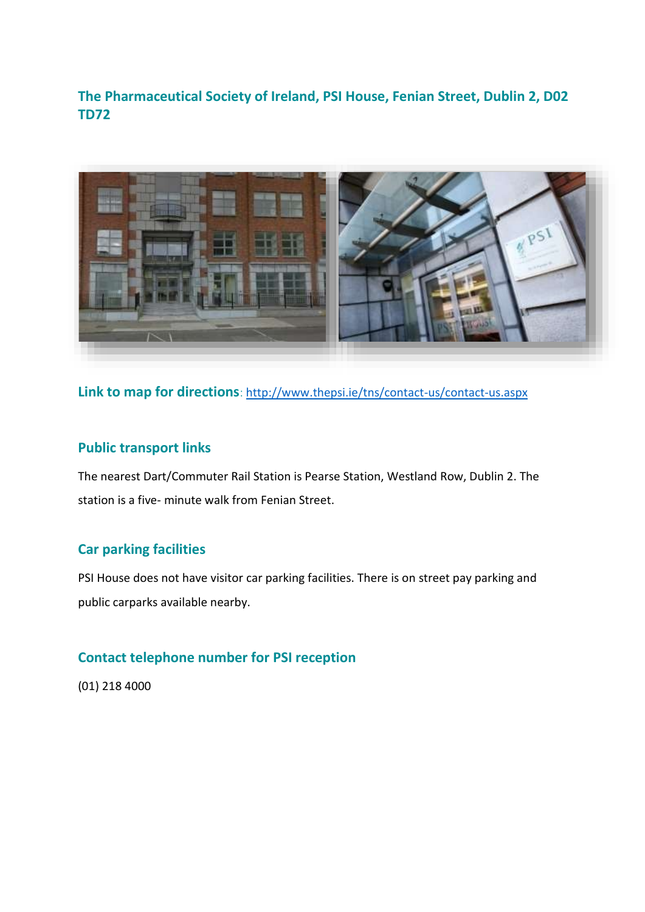## The Pharmaceutical Society of Ireland, PSI House, Fenian Street, Dublin 2, D02 TD72

**Link to map for directions**: http://www.thepsi.ie/tns/contact-us/contact-us.aspx

### Public transport links

The nearest Dart/Commuter Rail Station is Pearse Station, Westland Row, Dublin 2. The station is a five- minute walk from Fenian Street.

### Car parking facilities

PSI House does not have visitor car parking facilities. There is on street pay parking and public carparks available nearby.

### Contact telephone number for PSI reception

(01) 218 4000